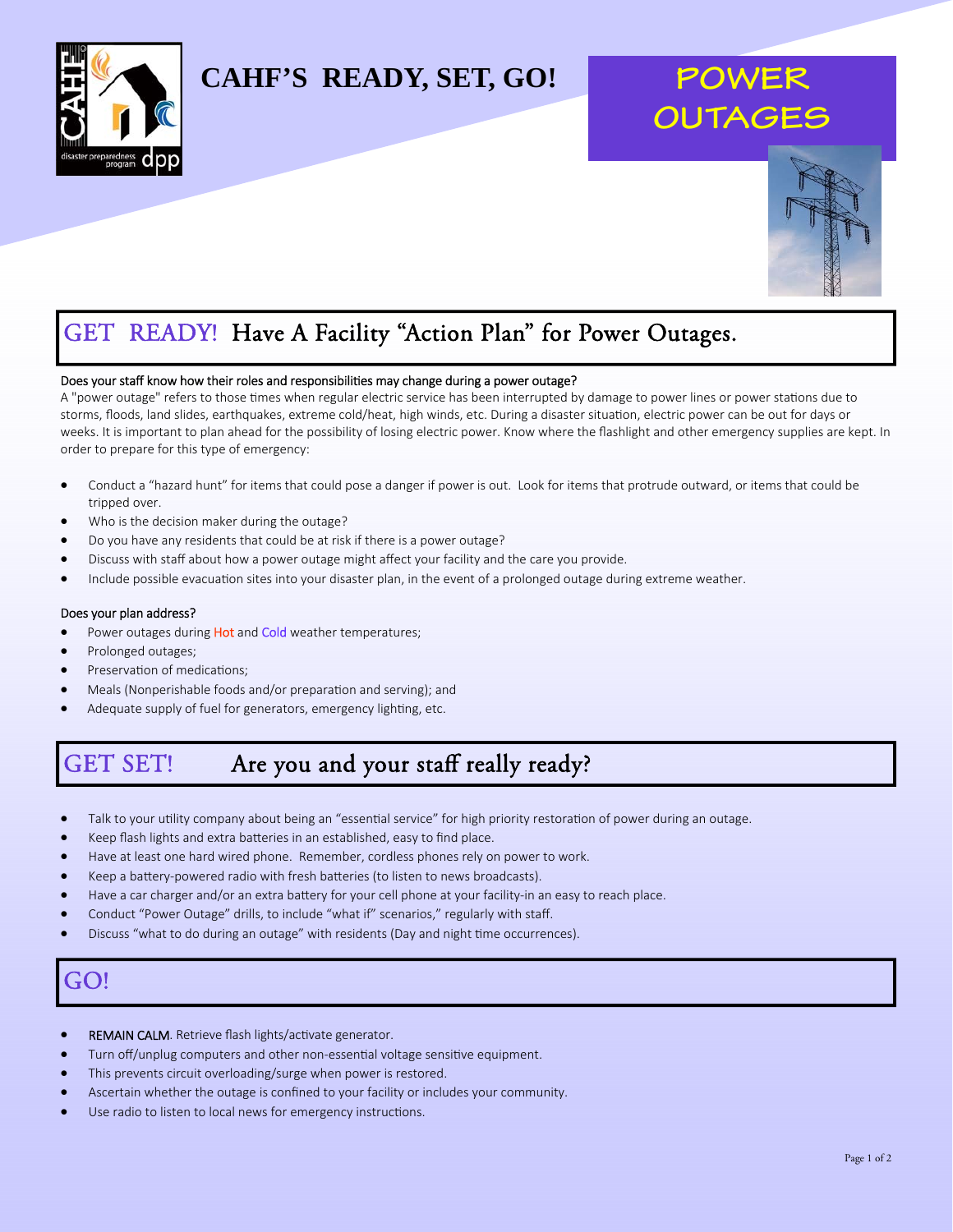# CAHF'S READY, SET, GO!

# POWER OUTAGES

## GET READY! Have A Facility "Action Plan" for Power Outages.

Does your staff know how their roles and responsibilities may change during a power outage?

A "power outage" refers to those times when regular electric service has been interrupted by damage to power lines or power stations due to storms, floods, land slides, earthquakes, extreme cold/heat, high winds, etc. During a disaster situation, electric power can be out for days or weeks. It is important to plan ahead for the possibility of losing electric power. Know where the flashlight and other emergency supplies are kept. In order to prepare for this type of emergency:

- Conduct a "hazard hunt" for items that could pose a danger if power is out. Look for items that protrude outward, or items that could be tripped over.
- Who is the decision maker during the outage?
- Do you have any residents that could be at risk if there is a power outage?
- Discuss with staff about how a power outage might affect your facility and the care you provide.
- Include possible evacuation sites into your disaster plan, in the event of a prolonged outage during extreme weather.

Does your plan address?

- Power outages during Hot and Cold weather temperatures;
- Prolonged outages;
- Preservation of medications;
- Meals (Nonperishable foods and/or preparation and serving); and
- Adequate supply of fuel for generators, emergency lighting, etc.

## GET SET! Are you and your staff really ready?

- Talk to your utility company about being an "essential service" for high priority restoration of power during an outage.
- Keep flash lights and extra batteries in an established, easy to find place.
- Have at least one hard wired phone. Remember, cordless phones rely on power to work.
- Keep a battery-powered radio with fresh batteries (to listen to news broadcasts).
- Have a car charger and/or an extra battery for your cell phone at your facility-in an easy to reach place.
- Conduct "Power Outage" drills, to include "what if" scenarios," regularly with staff.
- Discuss "what to do during an outage" with residents (Day and night time occurrences).

## GO!

- REMAIN CALM. Retrieve flash lights/activate generator.
- Turn off/unplug computers and other non-essential voltage sensitive equipment.
- This prevents circuit overloading/surge when power is restored.
- Ascertain whether the outage is confined to your facility or includes your community.
- Use radio to listen to local news for emergency instructions.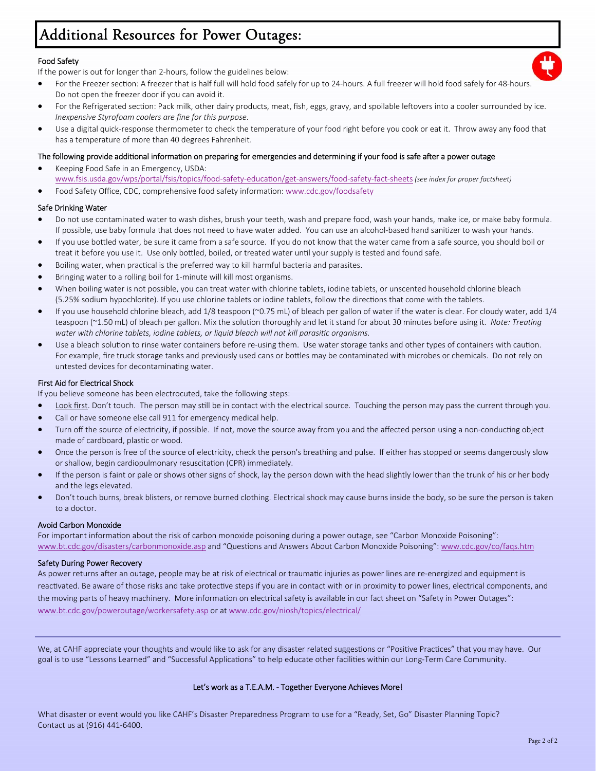# Additional Resources for Power Outages:

### Food Safety

If the power is out for longer than 2-hours, follow the guidelines below:

- For the Freezer section: A freezer that is half full will hold food safely for up to 24-hours. A full freezer will hold food safely for 48-hours. Do not open the freezer door if you can avoid it.
- For the Refrigerated section: Pack milk, other dairy products, meat, fish, eggs, gravy, and spoilable leftovers into a cooler surrounded by ice. *Inexpensive Styrofoam coolers are fine for this purpose*.
- Use a digital quick-response thermometer to check the temperature of your food right before you cook or eat it. Throw away any food that has a temperature of more than 40 degrees Fahrenheit.

The following provide additional information on preparing for emergencies and determining if your food is safe after a power outage

- Keeping Food Safe in an Emergency, USDA: www.fsis.usda.gov/wps/portal/fsis/topics/food-safety-education/get-answers/food-safety-fact-sheets *(see index for proper factsheet)*
- Food Safety Office, CDC, comprehensive food safety information: www.cdc.gov/foodsafety

### Safe Drinking Water

- Do not use contaminated water to wash dishes, brush your teeth, wash and prepare food, wash your hands, make ice, or make baby formula. If possible, use baby formula that does not need to have water added. You can use an alcohol-based hand sanitizer to wash your hands.
- If you use bottled water, be sure it came from a safe source. If you do not know that the water came from a safe source, you should boil or treat it before you use it. Use only bottled, boiled, or treated water until your supply is tested and found safe.
- Boiling water, when practical is the preferred way to kill harmful bacteria and parasites.
- Bringing water to a rolling boil for 1-minute will kill most organisms.
- When boiling water is not possible, you can treat water with chlorine tablets, iodine tablets, or unscented household chlorine bleach (5.25% sodium hypochlorite). If you use chlorine tablets or iodine tablets, follow the directions that come with the tablets.
- If you use household chlorine bleach, add 1/8 teaspoon (~0.75 mL) of bleach per gallon of water if the water is clear. For cloudy water, add 1/4 teaspoon (~1.50 mL) of bleach per gallon. Mix the solution thoroughly and let it stand for about 30 minutes before using it. *Note: Treating water with chlorine tablets, iodine tablets, or liquid bleach will not kill parasitic organisms.*
- Use a bleach solution to rinse water containers before re-using them. Use water storage tanks and other types of containers with caution. For example, fire truck storage tanks and previously used cans or bottles may be contaminated with microbes or chemicals. Do not rely on untested devices for decontaminating water.

### First Aid for Electrical Shock

If you believe someone has been electrocuted, take the following steps:

- Look first. Don't touch. The person may still be in contact with the electrical source. Touching the person may pass the current through you.
- Call or have someone else call 911 for emergency medical help.
- Turn off the source of electricity, if possible. If not, move the source away from you and the affected person using a non-conducting object made of cardboard, plastic or wood.
- Once the person is free of the source of electricity, check the person's breathing and pulse. If either has stopped or seems dangerously slow or shallow, begin cardiopulmonary resuscitation (CPR) immediately.
- If the person is faint or pale or shows other signs of shock, lay the person down with the head slightly lower than the trunk of his or her body and the legs elevated.
- Don't touch burns, break blisters, or remove burned clothing. Electrical shock may cause burns inside the body, so be sure the person is taken to a doctor.

### Avoid Carbon Monoxide

For important information about the risk of carbon monoxide poisoning during a power outage, see "Carbon Monoxide Poisoning": www.bt.cdc.gov/disasters/carbonmonoxide.asp and "Questions and Answers About Carbon Monoxide Poisoning": www.cdc.gov/co/faqs.htm

### Safety During Power Recovery

As power returns after an outage, people may be at risk of electrical or traumatic injuries as power lines are re-energized and equipment is reactivated. Be aware of those risks and take protective steps if you are in contact with or in proximity to power lines, electrical components, and the moving parts of heavy machinery. More information on electrical safety is available in our fact sheet on "Safety in Power Outages": www.bt.cdc.gov/poweroutage/workersafety.asp or at www.cdc.gov/niosh/topics/electrical/

---

We, at CAHF appreciate your thoughts and would like to ask for any disaster related suggestions or "Positive Practices" that you may have. Our goal is to use "Lessons Learned" and "Successful Applications" to help educate other facilities within our Long-Term Care Community.

Let's work as a T.E.A.M. - Together Everyone Achieves More!

What disaster or event would you like CAHF's Disaster Preparedness Program to use for a "Ready, Set, Go" Disaster Planning Topic? Contact us at (916) 441-6400.